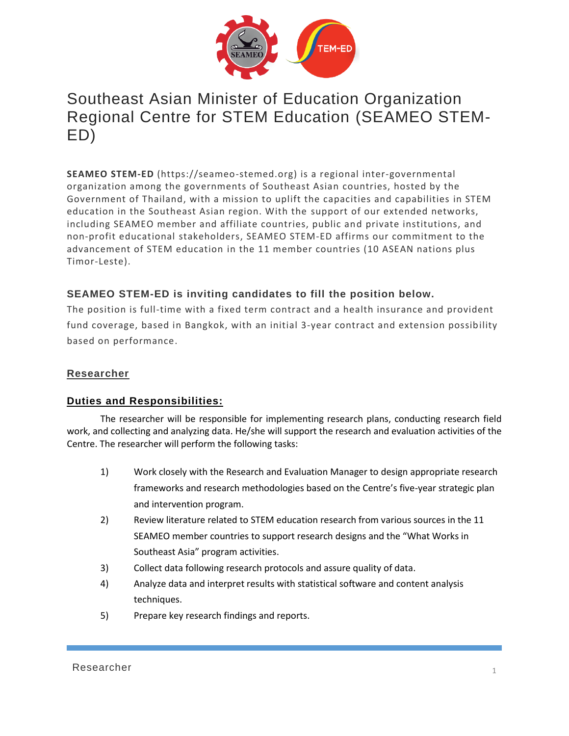# Southeast Asian Minister of Education Organization Regional Centre for STEM Education (SEAMEO STEM-ED)

**SEAMEO STEM-ED** (https://seameo-stemed.org) is a regional inter-governmental organization among the governments of Southeast Asian countries, hosted by the Government of Thailand, with a mission to uplift the capacities and capabilities in STEM education in the Southeast Asian region. With the support of our extended networks, including SEAMEO member and affiliate countries, public and private institutions, and non-profit educational stakeholders, SEAMEO STEM-ED affirms our commitment to the advancement of STEM education in the 11 member countries (10 ASEAN nations plus Timor-Leste).

### SEAMEO STEM-ED is inviting candidates to fill the position below.

The position is full-time with a fixed term contract and a health insurance and provident fund coverage, based in Bangkok, with an initial 3-year contract and extension possibility based on performance.

## Researcher

### Duties and Responsibilities:

The researcher will be responsible for implementing research plans, conducting research field work, and collecting and analyzing data. He/she will support the research and evaluation activities of the Centre. The researcher will perform the following tasks:

1) Work closely with the Research and Evaluation Manager to design appropriate research frameworks and research methodologies based on the Centre's five-year strategic plan and intervention program.
2) Review literature related to STEM education research from various sources in the 11 SEAMEO member countries to support research designs and the "What Works in Southeast Asia" program activities.
3) Collect data following research protocols and assure quality of data.
4) Analyze data and interpret results with statistical software and content analysis techniques.
5) Prepare key research findings and reports.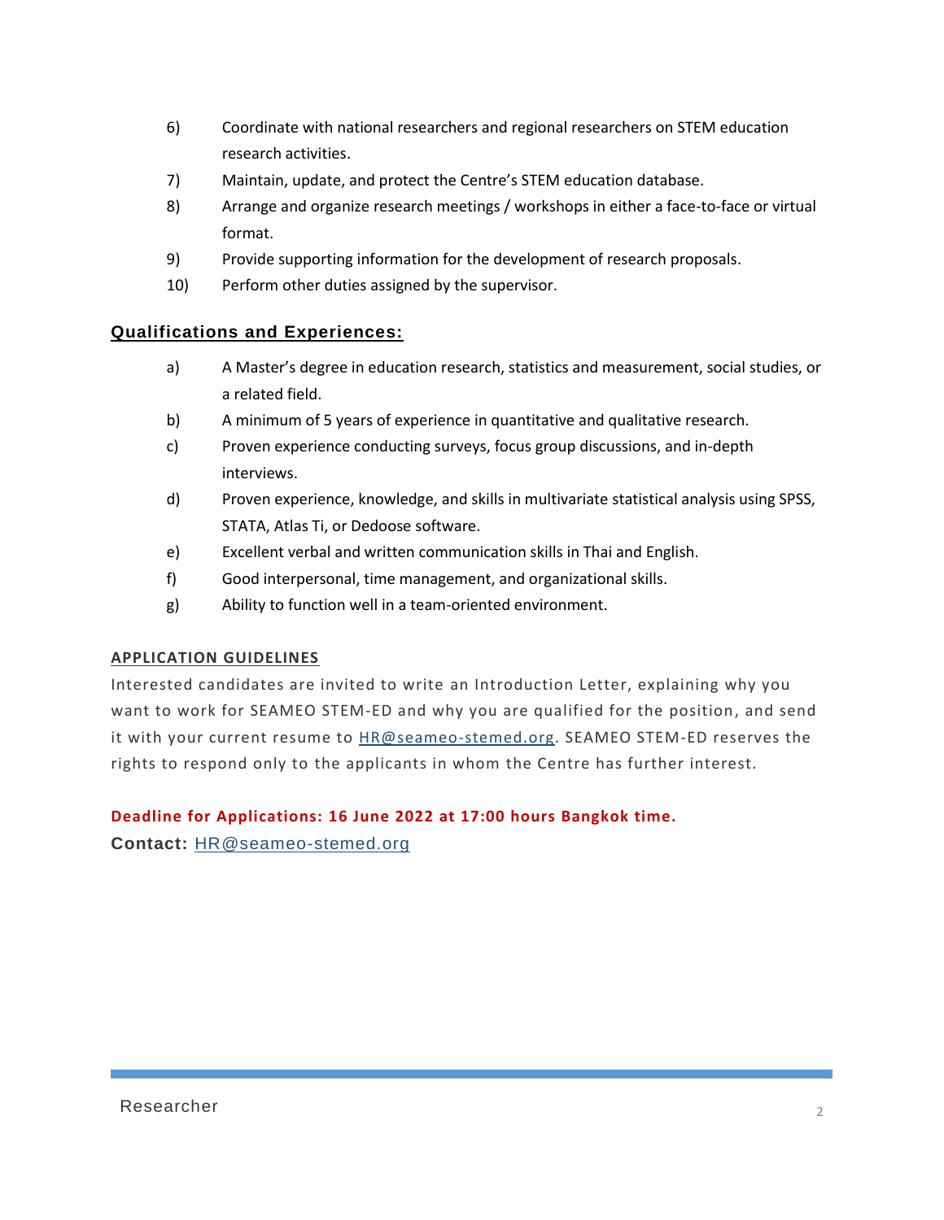6) Coordinate with national researchers and regional researchers on STEM education research activities.
7) Maintain, update, and protect the Centre's STEM education database.
8) Arrange and organize research meetings / workshops in either a face-to-face or virtual format.
9) Provide supporting information for the development of research proposals.
10) Perform other duties assigned by the supervisor.

## Qualifications and Experiences:

a) A Master's degree in education research, statistics and measurement, social studies, or a related field.
b) A minimum of 5 years of experience in quantitative and qualitative research.
c) Proven experience conducting surveys, focus group discussions, and in-depth interviews.
d) Proven experience, knowledge, and skills in multivariate statistical analysis using SPSS, STATA, Atlas Ti, or Dedoose software.
e) Excellent verbal and written communication skills in Thai and English.
f) Good interpersonal, time management, and organizational skills.
g) Ability to function well in a team-oriented environment.

## APPLICATION GUIDELINES

Interested candidates are invited to write an Introduction Letter, explaining why you want to work for SEAMEO STEM-ED and why you are qualified for the position, and send it with your current resume to HR@seameo-stemed.org. SEAMEO STEM-ED reserves the rights to respond only to the applicants in whom the Centre has further interest.

**Deadline for Applications: 16 June 2022 at 17:00 hours Bangkok time.**

**Contact:** HR@seameo-stemed.org